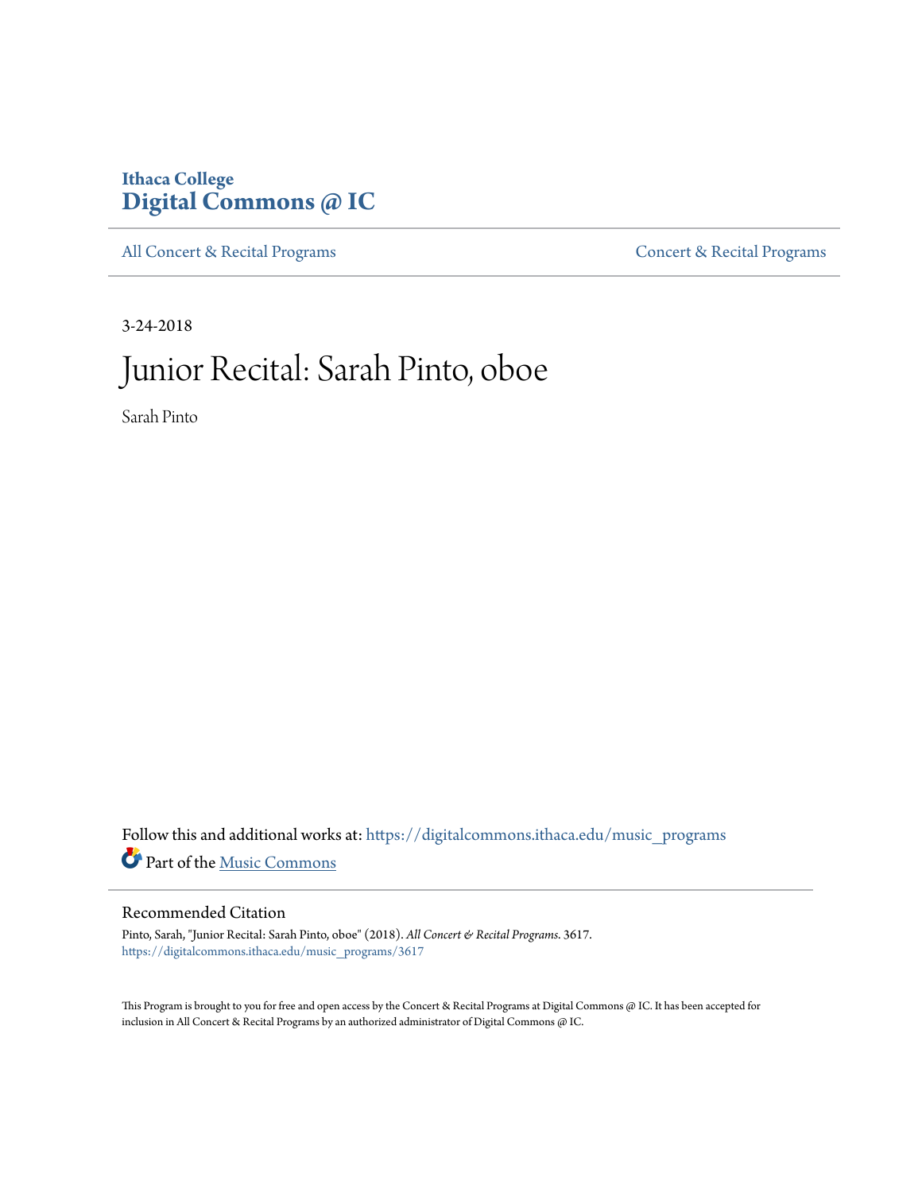Ithaca College
**Digital Commons @ IC**

All Concert & Recital Programs

Concert & Recital Programs

3-24-2018

# Junior Recital: Sarah Pinto, oboe

Sarah Pinto

Follow this and additional works at: https://digitalcommons.ithaca.edu/music_programs

Part of the Music Commons

## Recommended Citation

Pinto, Sarah, "Junior Recital: Sarah Pinto, oboe" (2018). *All Concert & Recital Programs*. 3617.
https://digitalcommons.ithaca.edu/music_programs/3617

This Program is brought to you for free and open access by the Concert & Recital Programs at Digital Commons @ IC. It has been accepted for inclusion in All Concert & Recital Programs by an authorized administrator of Digital Commons @ IC.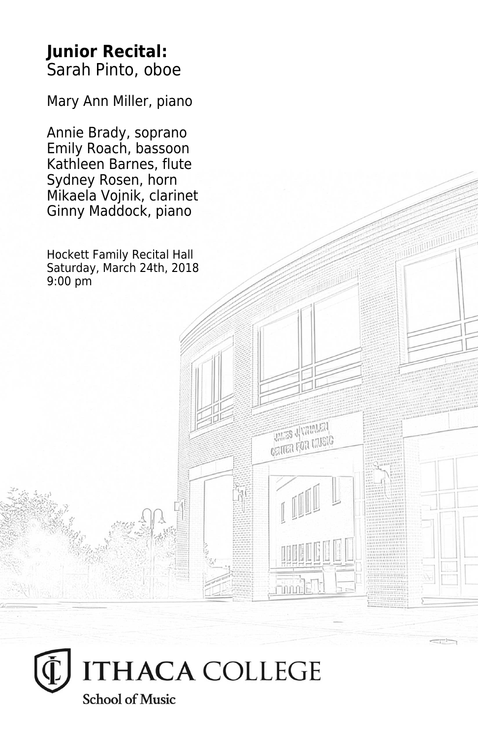**Junior Recital:**
Sarah Pinto, oboe

Mary Ann Miller, piano

Annie Brady, soprano
Emily Roach, bassoon
Kathleen Barnes, flute
Sydney Rosen, horn
Mikaela Vojnik, clarinet
Ginny Maddock, piano

Hockett Family Recital Hall
Saturday, March 24th, 2018
9:00 pm

ITHACA COLLEGE
School of Music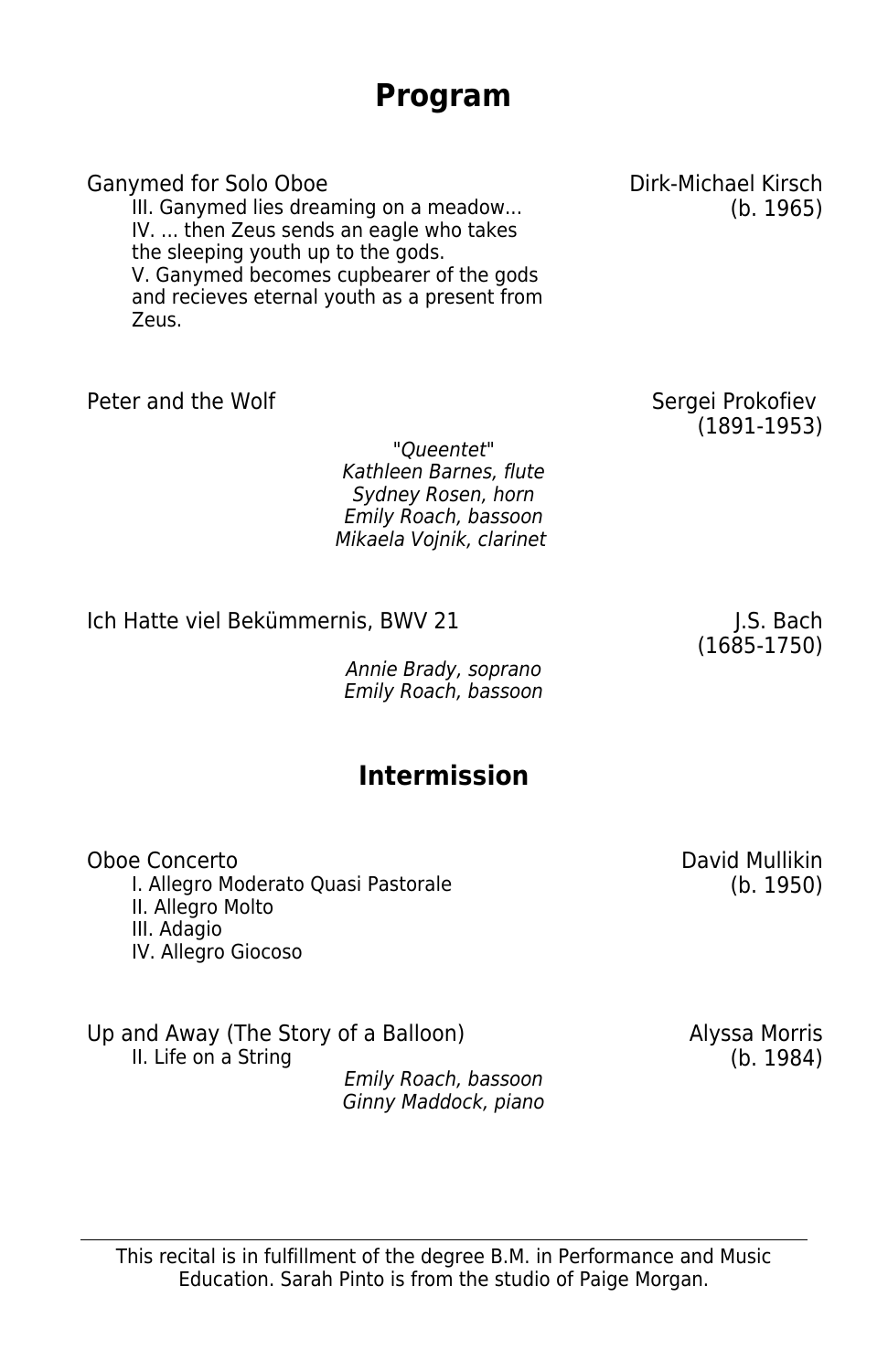# Program

Ganymed for Solo Oboe — Dirk-Michael Kirsch (b. 1965)

III. Ganymed lies dreaming on a meadow...
IV. ... then Zeus sends an eagle who takes the sleeping youth up to the gods.
V. Ganymed becomes cupbearer of the gods and recieves eternal youth as a present from Zeus.

Peter and the Wolf — Sergei Prokofiev (1891-1953)

*"Queentet"*
*Kathleen Barnes, flute*
*Sydney Rosen, horn*
*Emily Roach, bassoon*
*Mikaela Vojnik, clarinet*

Ich Hatte viel Bekümmernis, BWV 21 — J.S. Bach (1685-1750)

*Annie Brady, soprano*
*Emily Roach, bassoon*

## Intermission

Oboe Concerto — David Mullikin (b. 1950)

I. Allegro Moderato Quasi Pastorale
II. Allegro Molto
III. Adagio
IV. Allegro Giocoso

Up and Away (The Story of a Balloon) — Alyssa Morris (b. 1984)

II. Life on a String

*Emily Roach, bassoon*
*Ginny Maddock, piano*

---

This recital is in fulfillment of the degree B.M. in Performance and Music Education. Sarah Pinto is from the studio of Paige Morgan.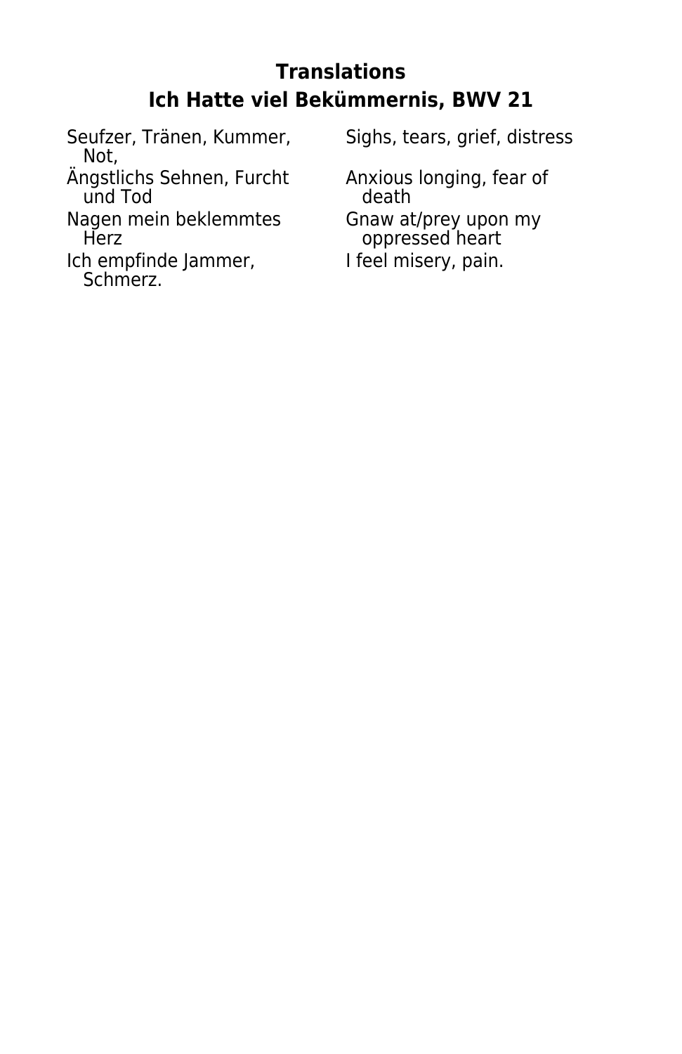## Translations

## Ich Hatte viel Bekümmernis, BWV 21

| | |
|---|---|
| Seufzer, Tränen, Kummer, Not, | Sighs, tears, grief, distress |
| Ängstlichs Sehnen, Furcht und Tod | Anxious longing, fear of death |
| Nagen mein beklemmtes Herz | Gnaw at/prey upon my oppressed heart |
| Ich empfinde Jammer, Schmerz. | I feel misery, pain. |